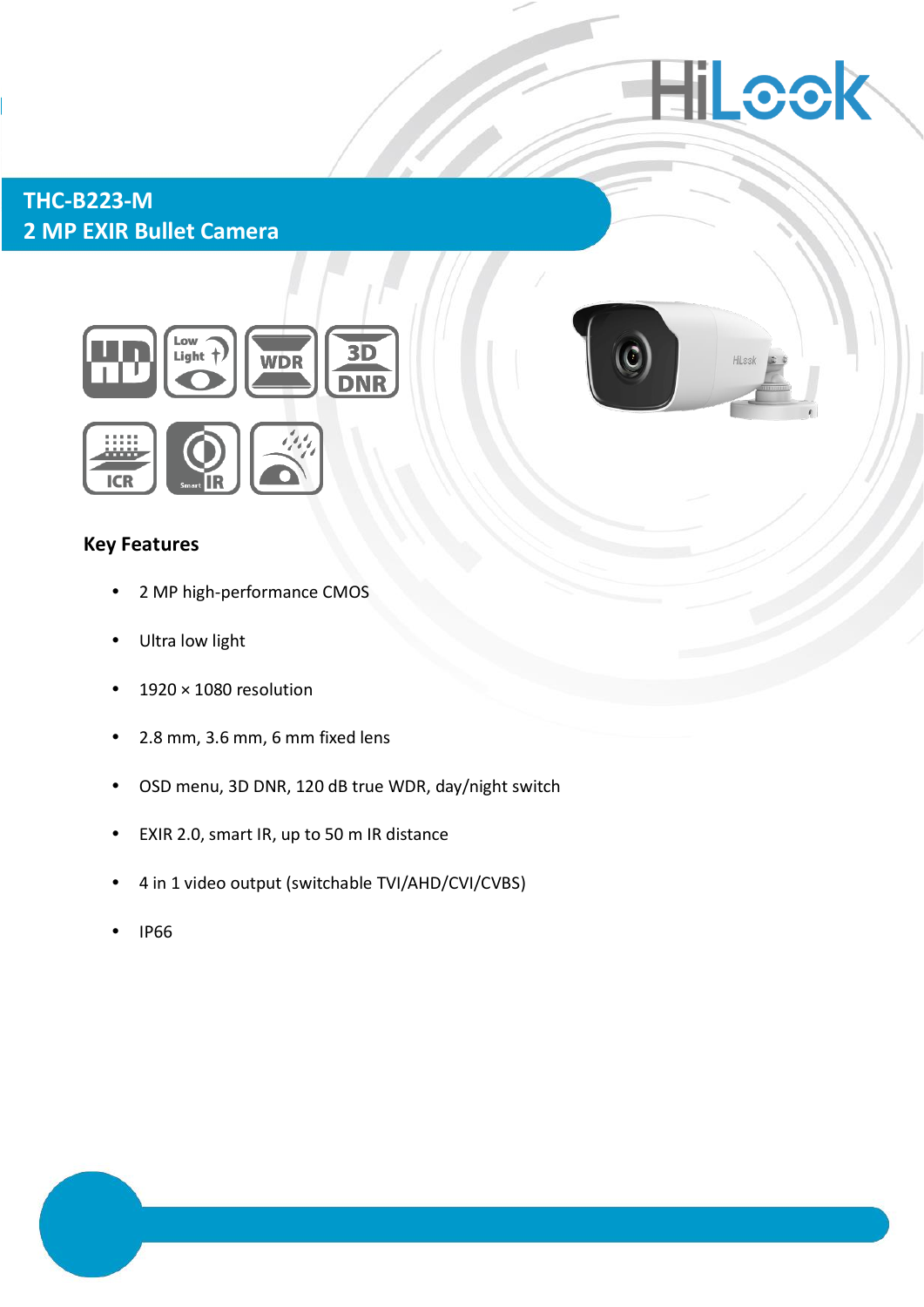# THC-B223-M
## 2 MP EXIR Bullet Camera

### Key Features

- 2 MP high-performance CMOS
- Ultra low light
- 1920 × 1080 resolution
- 2.8 mm, 3.6 mm, 6 mm fixed lens
- OSD menu, 3D DNR, 120 dB true WDR, day/night switch
- EXIR 2.0, smart IR, up to 50 m IR distance
- 4 in 1 video output (switchable TVI/AHD/CVI/CVBS)
- IP66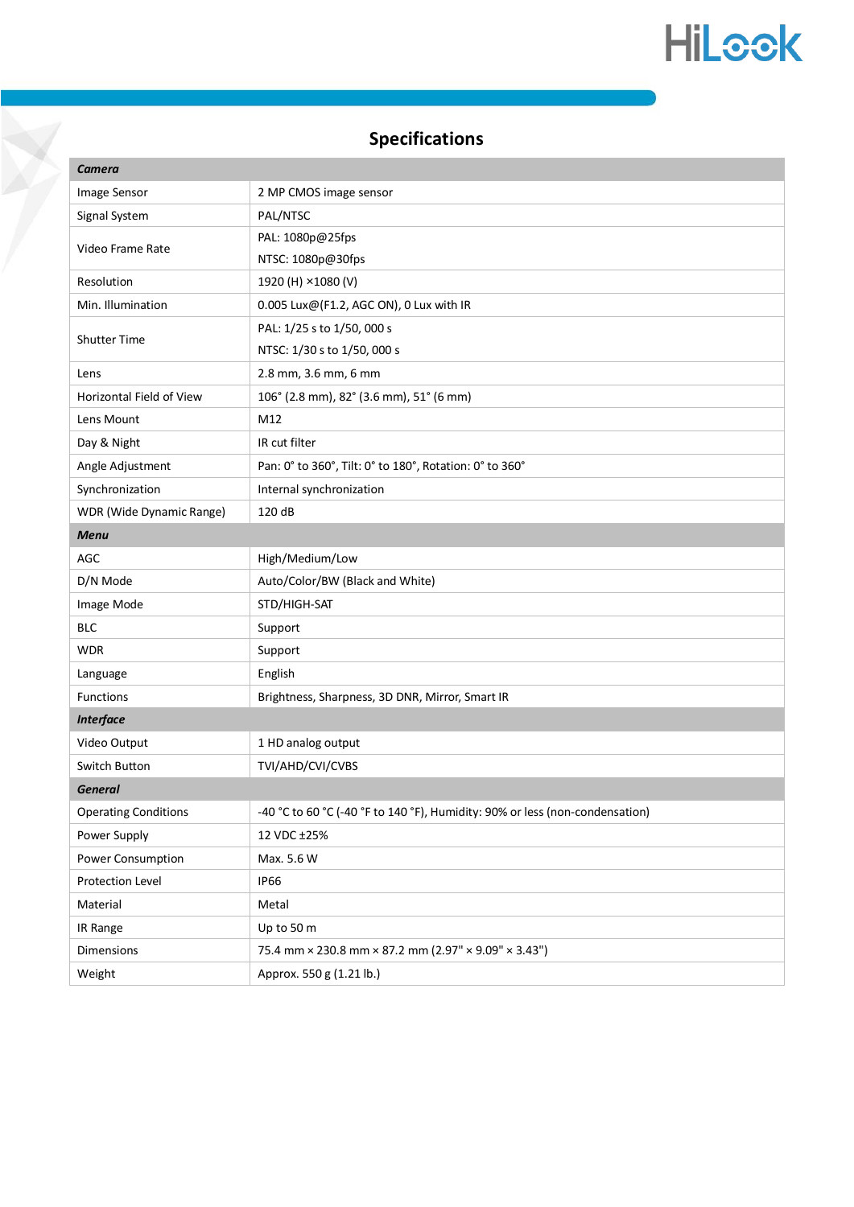## Specifications

| *Camera* | |
|---|---|
| Image Sensor | 2 MP CMOS image sensor |
| Signal System | PAL/NTSC |
| Video Frame Rate | PAL: 1080p@25fps<br>NTSC: 1080p@30fps |
| Resolution | 1920 (H) ×1080 (V) |
| Min. Illumination | 0.005 Lux@(F1.2, AGC ON), 0 Lux with IR |
| Shutter Time | PAL: 1/25 s to 1/50, 000 s<br>NTSC: 1/30 s to 1/50, 000 s |
| Lens | 2.8 mm, 3.6 mm, 6 mm |
| Horizontal Field of View | 106° (2.8 mm), 82° (3.6 mm), 51° (6 mm) |
| Lens Mount | M12 |
| Day & Night | IR cut filter |
| Angle Adjustment | Pan: 0° to 360°, Tilt: 0° to 180°, Rotation: 0° to 360° |
| Synchronization | Internal synchronization |
| WDR (Wide Dynamic Range) | 120 dB |
| ***Menu*** | |
| AGC | High/Medium/Low |
| D/N Mode | Auto/Color/BW (Black and White) |
| Image Mode | STD/HIGH-SAT |
| BLC | Support |
| WDR | Support |
| Language | English |
| Functions | Brightness, Sharpness, 3D DNR, Mirror, Smart IR |
| ***Interface*** | |
| Video Output | 1 HD analog output |
| Switch Button | TVI/AHD/CVI/CVBS |
| ***General*** | |
| Operating Conditions | -40 °C to 60 °C (-40 °F to 140 °F), Humidity: 90% or less (non-condensation) |
| Power Supply | 12 VDC ±25% |
| Power Consumption | Max. 5.6 W |
| Protection Level | IP66 |
| Material | Metal |
| IR Range | Up to 50 m |
| Dimensions | 75.4 mm × 230.8 mm × 87.2 mm (2.97" × 9.09" × 3.43") |
| Weight | Approx. 550 g (1.21 lb.) |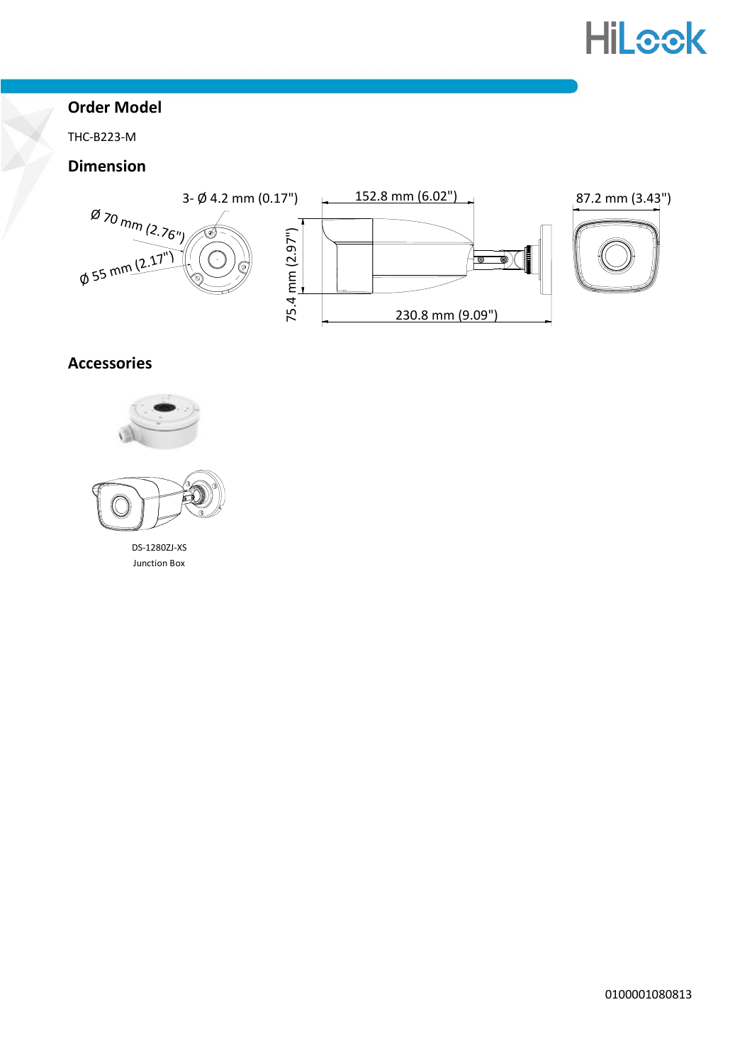## Order Model

THC-B223-M

## Dimension

3- Ø 4.2 mm (0.17")

Ø 70 mm (2.76")

Ø 55 mm (2.17")

152.8 mm (6.02")

75.4 mm (2.97")

230.8 mm (9.09")

87.2 mm (3.43")

## Accessories

DS-1280ZJ-XS
Junction Box

0100001080813